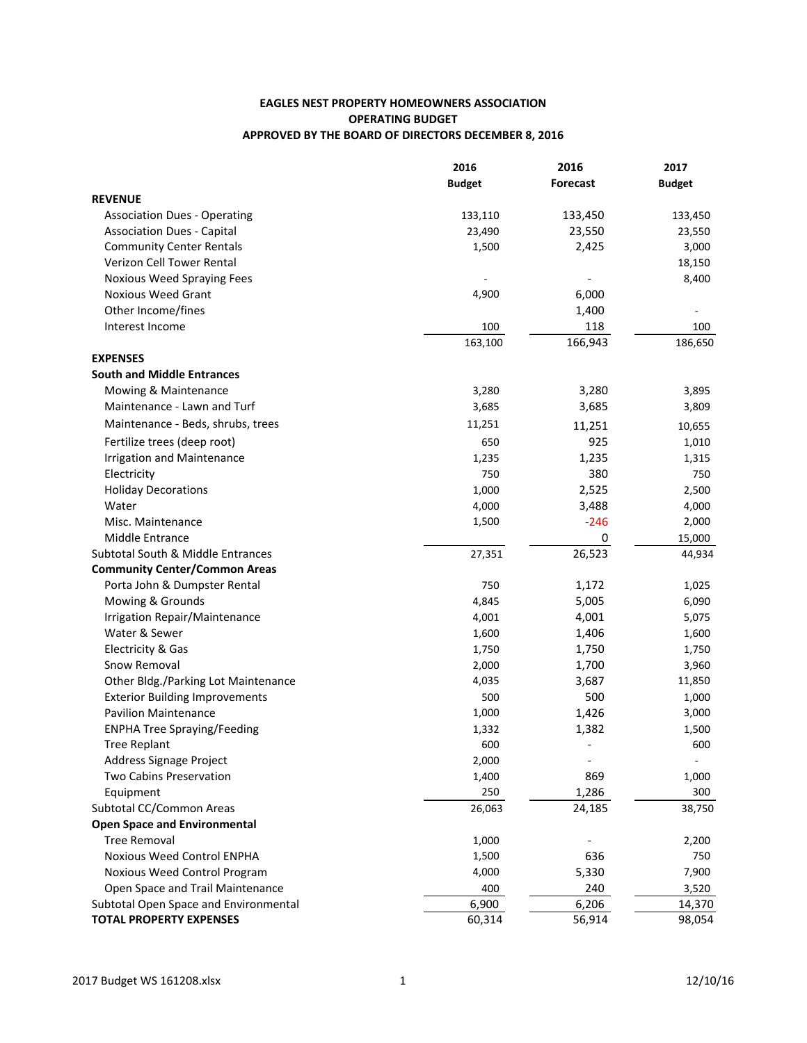# EAGLES NEST PROPERTY HOMEOWNERS ASSOCIATION
## OPERATING BUDGET
### APPROVED BY THE BOARD OF DIRECTORS DECEMBER 8, 2016

| | 2016 Budget | 2016 Forecast | 2017 Budget |
|---|---|---|---|
| **REVENUE** | | | |
| Association Dues - Operating | 133,110 | 133,450 | 133,450 |
| Association Dues - Capital | 23,490 | 23,550 | 23,550 |
| Community Center Rentals | 1,500 | 2,425 | 3,000 |
| Verizon Cell Tower Rental | | | 18,150 |
| Noxious Weed Spraying Fees | - | - | 8,400 |
| Noxious Weed Grant | 4,900 | 6,000 | |
| Other Income/fines | | 1,400 | - |
| Interest Income | 100 | 118 | 100 |
| | 163,100 | 166,943 | 186,650 |
| **EXPENSES** | | | |
| **South and Middle Entrances** | | | |
| Mowing & Maintenance | 3,280 | 3,280 | 3,895 |
| Maintenance - Lawn and Turf | 3,685 | 3,685 | 3,809 |
| Maintenance - Beds, shrubs, trees | 11,251 | 11,251 | 10,655 |
| Fertilize trees (deep root) | 650 | 925 | 1,010 |
| Irrigation and Maintenance | 1,235 | 1,235 | 1,315 |
| Electricity | 750 | 380 | 750 |
| Holiday Decorations | 1,000 | 2,525 | 2,500 |
| Water | 4,000 | 3,488 | 4,000 |
| Misc. Maintenance | 1,500 | -246 | 2,000 |
| Middle Entrance | | 0 | 15,000 |
| Subtotal South & Middle Entrances | 27,351 | 26,523 | 44,934 |
| **Community Center/Common Areas** | | | |
| Porta John & Dumpster Rental | 750 | 1,172 | 1,025 |
| Mowing & Grounds | 4,845 | 5,005 | 6,090 |
| Irrigation Repair/Maintenance | 4,001 | 4,001 | 5,075 |
| Water & Sewer | 1,600 | 1,406 | 1,600 |
| Electricity & Gas | 1,750 | 1,750 | 1,750 |
| Snow Removal | 2,000 | 1,700 | 3,960 |
| Other Bldg./Parking Lot Maintenance | 4,035 | 3,687 | 11,850 |
| Exterior Building Improvements | 500 | 500 | 1,000 |
| Pavilion Maintenance | 1,000 | 1,426 | 3,000 |
| ENPHA Tree Spraying/Feeding | 1,332 | 1,382 | 1,500 |
| Tree Replant | 600 | - | 600 |
| Address Signage Project | 2,000 | - | - |
| Two Cabins Preservation | 1,400 | 869 | 1,000 |
| Equipment | 250 | 1,286 | 300 |
| Subtotal CC/Common Areas | 26,063 | 24,185 | 38,750 |
| **Open Space and Environmental** | | | |
| Tree Removal | 1,000 | - | 2,200 |
| Noxious Weed Control ENPHA | 1,500 | 636 | 750 |
| Noxious Weed Control Program | 4,000 | 5,330 | 7,900 |
| Open Space and Trail Maintenance | 400 | 240 | 3,520 |
| Subtotal Open Space and Environmental | 6,900 | 6,206 | 14,370 |
| **TOTAL PROPERTY EXPENSES** | 60,314 | 56,914 | 98,054 |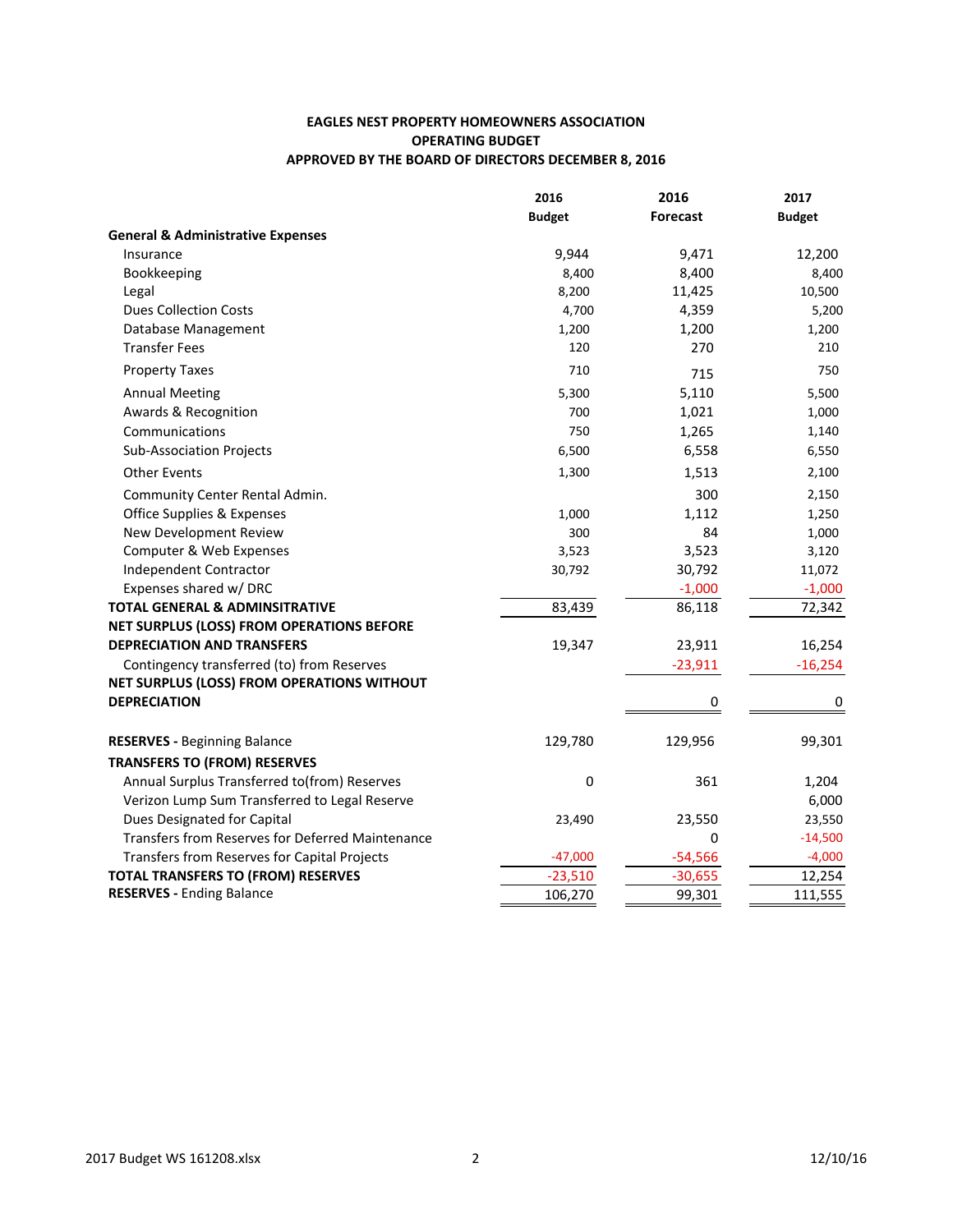**EAGLES NEST PROPERTY HOMEOWNERS ASSOCIATION**
**OPERATING BUDGET**
**APPROVED BY THE BOARD OF DIRECTORS DECEMBER 8, 2016**

| | 2016 Budget | 2016 Forecast | 2017 Budget |
|---|---|---|---|
| **General & Administrative Expenses** | | | |
| Insurance | 9,944 | 9,471 | 12,200 |
| Bookkeeping | 8,400 | 8,400 | 8,400 |
| Legal | 8,200 | 11,425 | 10,500 |
| Dues Collection Costs | 4,700 | 4,359 | 5,200 |
| Database Management | 1,200 | 1,200 | 1,200 |
| Transfer Fees | 120 | 270 | 210 |
| Property Taxes | 710 | 715 | 750 |
| Annual Meeting | 5,300 | 5,110 | 5,500 |
| Awards & Recognition | 700 | 1,021 | 1,000 |
| Communications | 750 | 1,265 | 1,140 |
| Sub-Association Projects | 6,500 | 6,558 | 6,550 |
| Other Events | 1,300 | 1,513 | 2,100 |
| Community Center Rental Admin. | | 300 | 2,150 |
| Office Supplies & Expenses | 1,000 | 1,112 | 1,250 |
| New Development Review | 300 | 84 | 1,000 |
| Computer & Web Expenses | 3,523 | 3,523 | 3,120 |
| Independent Contractor | 30,792 | 30,792 | 11,072 |
| Expenses shared w/ DRC | | -1,000 | -1,000 |
| **TOTAL GENERAL & ADMINSITRATIVE** | 83,439 | 86,118 | 72,342 |
| **NET SURPLUS (LOSS) FROM OPERATIONS BEFORE DEPRECIATION AND TRANSFERS** | 19,347 | 23,911 | 16,254 |
| Contingency transferred (to) from Reserves | | -23,911 | -16,254 |
| **NET SURPLUS (LOSS) FROM OPERATIONS WITHOUT DEPRECIATION** | | 0 | 0 |
| | | | |
| **RESERVES -** Beginning Balance | 129,780 | 129,956 | 99,301 |
| **TRANSFERS TO (FROM) RESERVES** | | | |
| Annual Surplus Transferred to(from) Reserves | 0 | 361 | 1,204 |
| Verizon Lump Sum Transferred to Legal Reserve | | | 6,000 |
| Dues Designated for Capital | 23,490 | 23,550 | 23,550 |
| Transfers from Reserves for Deferred Maintenance | | 0 | -14,500 |
| Transfers from Reserves for Capital Projects | -47,000 | -54,566 | -4,000 |
| **TOTAL TRANSFERS TO (FROM) RESERVES** | -23,510 | -30,655 | 12,254 |
| **RESERVES -** Ending Balance | 106,270 | 99,301 | 111,555 |

2017 Budget WS 161208.xlsx 12/10/16